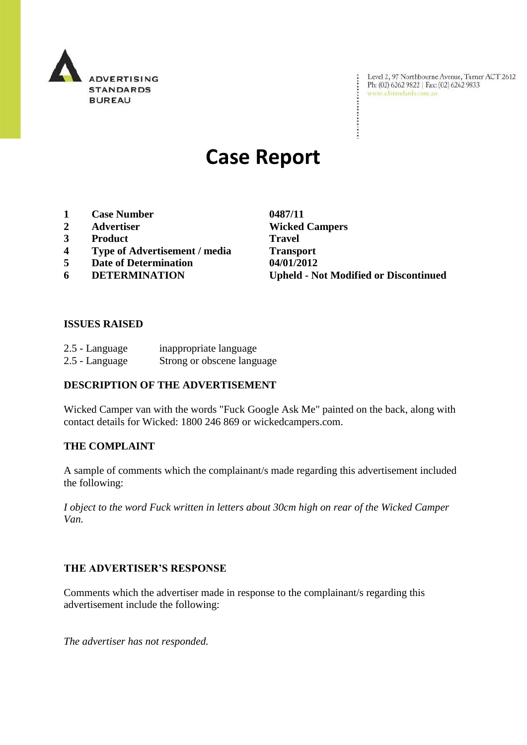ADVERTISING STANDARDS BUREAU

Level 2, 97 Northbourne Avenue, Turner ACT 2612
Ph: (02) 6262 9822 | Fax: (02) 6262 9833
www.adstandards.com.au

# Case Report

| | | |
|---|---|---|
| 1 | **Case Number** | **0487/11** |
| 2 | **Advertiser** | **Wicked Campers** |
| 3 | **Product** | **Travel** |
| 4 | **Type of Advertisement / media** | **Transport** |
| 5 | **Date of Determination** | **04/01/2012** |
| 6 | **DETERMINATION** | **Upheld - Not Modified or Discontinued** |

## ISSUES RAISED

2.5 - Language inappropriate language
2.5 - Language Strong or obscene language

## DESCRIPTION OF THE ADVERTISEMENT

Wicked Camper van with the words "Fuck Google Ask Me" painted on the back, along with contact details for Wicked: 1800 246 869 or wickedcampers.com.

## THE COMPLAINT

A sample of comments which the complainant/s made regarding this advertisement included the following:

*I object to the word Fuck written in letters about 30cm high on rear of the Wicked Camper Van.*

## THE ADVERTISER'S RESPONSE

Comments which the advertiser made in response to the complainant/s regarding this advertisement include the following:

*The advertiser has not responded.*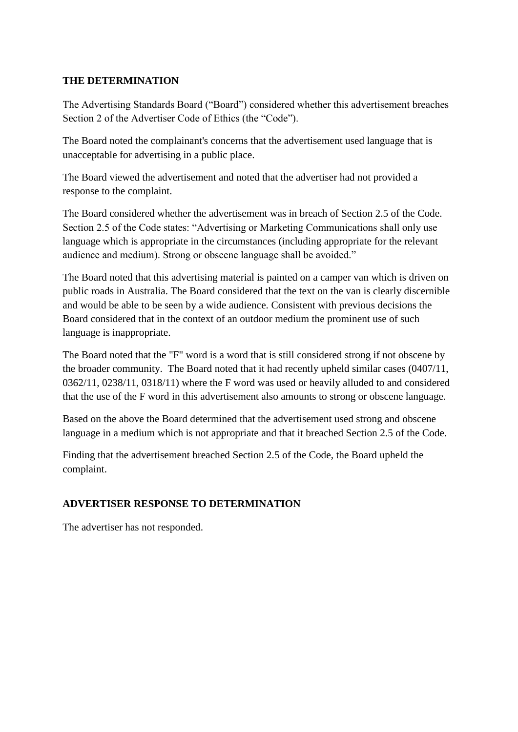**THE DETERMINATION**

The Advertising Standards Board ("Board") considered whether this advertisement breaches Section 2 of the Advertiser Code of Ethics (the "Code").

The Board noted the complainant's concerns that the advertisement used language that is unacceptable for advertising in a public place.

The Board viewed the advertisement and noted that the advertiser had not provided a response to the complaint.

The Board considered whether the advertisement was in breach of Section 2.5 of the Code. Section 2.5 of the Code states: "Advertising or Marketing Communications shall only use language which is appropriate in the circumstances (including appropriate for the relevant audience and medium). Strong or obscene language shall be avoided."

The Board noted that this advertising material is painted on a camper van which is driven on public roads in Australia. The Board considered that the text on the van is clearly discernible and would be able to be seen by a wide audience. Consistent with previous decisions the Board considered that in the context of an outdoor medium the prominent use of such language is inappropriate.

The Board noted that the "F" word is a word that is still considered strong if not obscene by the broader community. The Board noted that it had recently upheld similar cases (0407/11, 0362/11, 0238/11, 0318/11) where the F word was used or heavily alluded to and considered that the use of the F word in this advertisement also amounts to strong or obscene language.

Based on the above the Board determined that the advertisement used strong and obscene language in a medium which is not appropriate and that it breached Section 2.5 of the Code.

Finding that the advertisement breached Section 2.5 of the Code, the Board upheld the complaint.

**ADVERTISER RESPONSE TO DETERMINATION**

The advertiser has not responded.